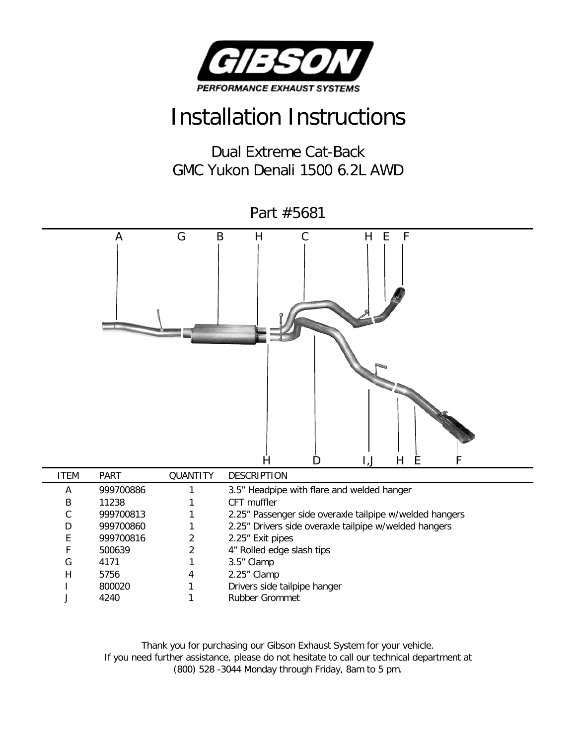# GIBSON

PERFORMANCE EXHAUST SYSTEMS

# Installation Instructions

## Dual Extreme Cat-Back
## GMC Yukon Denali 1500 6.2L AWD

## Part #5681

| ITEM | PART | QUANTITY | DESCRIPTION |
|---|---|---|---|
| A | 999700886 | 1 | 3.5" Headpipe with flare and welded hanger |
| B | 11238 | 1 | CFT muffler |
| C | 999700813 | 1 | 2.25" Passenger side overaxle tailpipe w/welded hangers |
| D | 999700860 | 1 | 2.25" Drivers side overaxle tailpipe w/welded hangers |
| E | 999700816 | 2 | 2.25" Exit pipes |
| F | 500639 | 2 | 4" Rolled edge slash tips |
| G | 4171 | 1 | 3.5" Clamp |
| H | 5756 | 4 | 2.25" Clamp |
| I | 800020 | 1 | Drivers side tailpipe hanger |
| J | 4240 | 1 | Rubber Grommet |

Thank you for purchasing our Gibson Exhaust System for your vehicle.
If you need further assistance, please do not hesitate to call our technical department at (800) 528 -3044 Monday through Friday, 8am to 5 pm.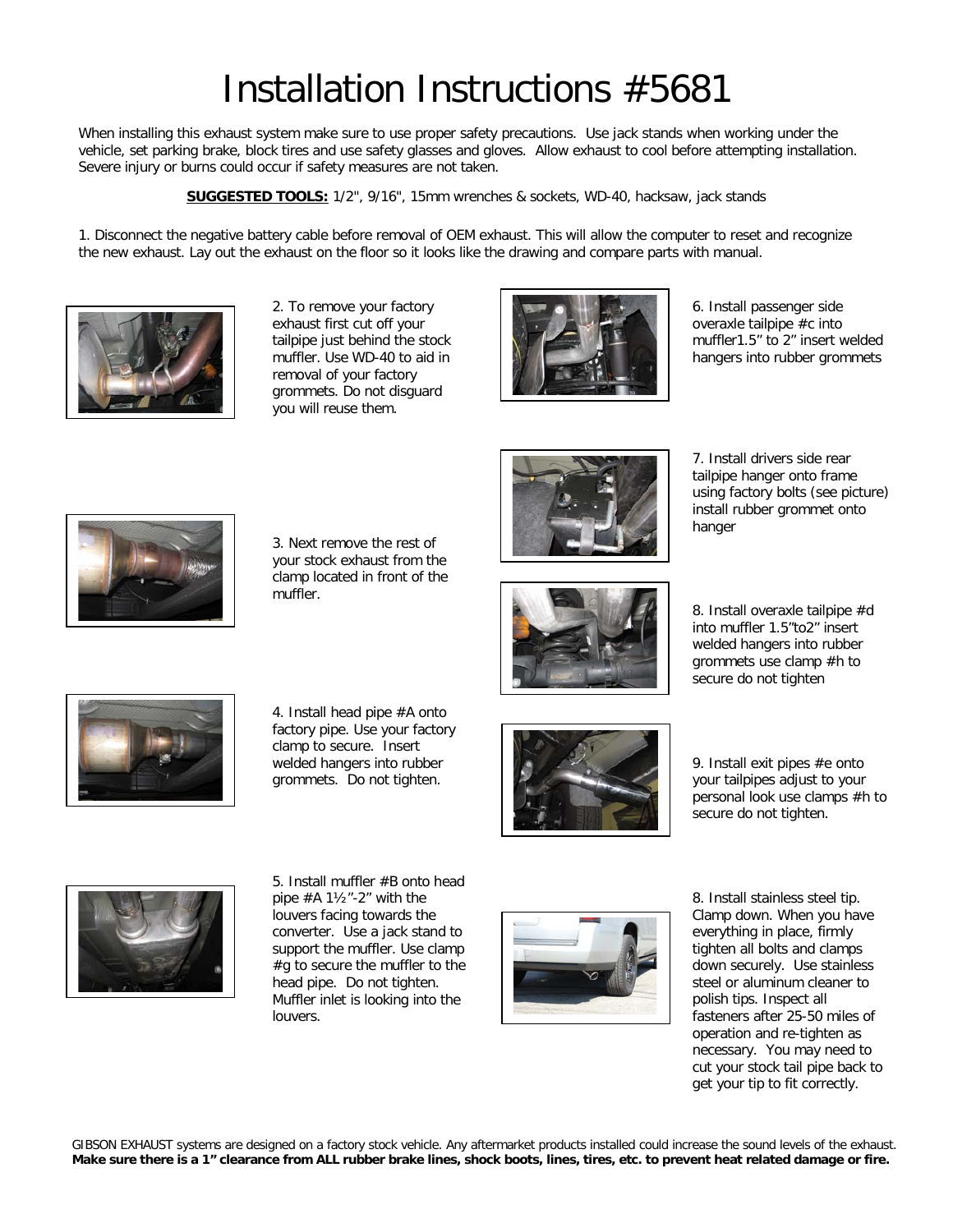# Installation Instructions #5681

When installing this exhaust system make sure to use proper safety precautions. Use jack stands when working under the vehicle, set parking brake, block tires and use safety glasses and gloves. Allow exhaust to cool before attempting installation. Severe injury or burns could occur if safety measures are not taken.

**SUGGESTED TOOLS:** 1/2", 9/16", 15mm wrenches & sockets, WD-40, hacksaw, jack stands

1. Disconnect the negative battery cable before removal of OEM exhaust. This will allow the computer to reset and recognize the new exhaust. Lay out the exhaust on the floor so it looks like the drawing and compare parts with manual.

2. To remove your factory exhaust first cut off your tailpipe just behind the stock muffler. Use WD-40 to aid in removal of your factory grommets. Do not disguard you will reuse them.

3. Next remove the rest of your stock exhaust from the clamp located in front of the muffler.

4. Install head pipe #A onto factory pipe. Use your factory clamp to secure. Insert welded hangers into rubber grommets. Do not tighten.

5. Install muffler #B onto head pipe #A 1½"-2" with the louvers facing towards the converter. Use a jack stand to support the muffler. Use clamp #g to secure the muffler to the head pipe. Do not tighten. Muffler inlet is looking into the louvers.

6. Install passenger side overaxle tailpipe #c into muffler1.5" to 2" insert welded hangers into rubber grommets

7. Install drivers side rear tailpipe hanger onto frame using factory bolts (see picture) install rubber grommet onto hanger

8. Install overaxle tailpipe #d into muffler 1.5"to2" insert welded hangers into rubber grommets use clamp #h to secure do not tighten

9. Install exit pipes #e onto your tailpipes adjust to your personal look use clamps #h to secure do not tighten.

8. Install stainless steel tip. Clamp down. When you have everything in place, firmly tighten all bolts and clamps down securely. Use stainless steel or aluminum cleaner to polish tips. Inspect all fasteners after 25-50 miles of operation and re-tighten as necessary. You may need to cut your stock tail pipe back to get your tip to fit correctly.

GIBSON EXHAUST systems are designed on a factory stock vehicle. Any aftermarket products installed could increase the sound levels of the exhaust. **Make sure there is a 1" clearance from ALL rubber brake lines, shock boots, lines, tires, etc. to prevent heat related damage or fire.**